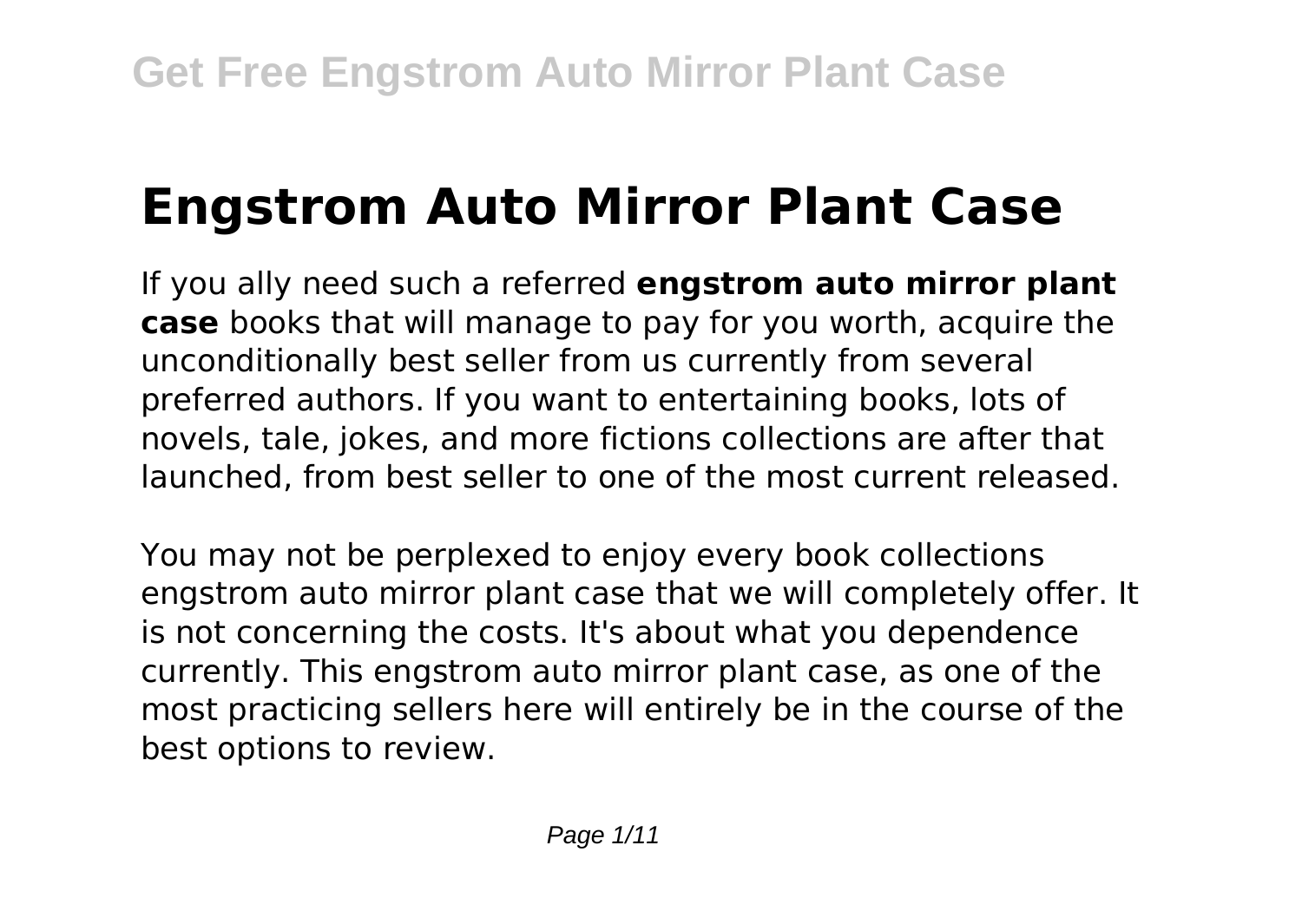# Engstrom Auto Mirror Plant Case

If you ally need such a referred **engstrom auto mirror plant case** books that will manage to pay for you worth, acquire the unconditionally best seller from us currently from several preferred authors. If you want to entertaining books, lots of novels, tale, jokes, and more fictions collections are after that launched, from best seller to one of the most current released.

You may not be perplexed to enjoy every book collections engstrom auto mirror plant case that we will completely offer. It is not concerning the costs. It's about what you dependence currently. This engstrom auto mirror plant case, as one of the most practicing sellers here will entirely be in the course of the best options to review.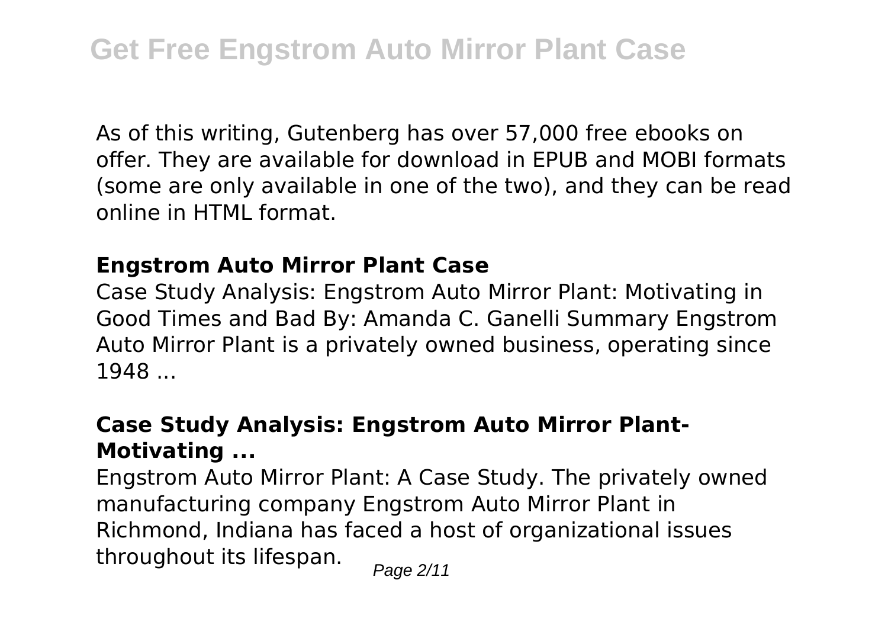As of this writing, Gutenberg has over 57,000 free ebooks on offer. They are available for download in EPUB and MOBI formats (some are only available in one of the two), and they can be read online in HTML format.

### Engstrom Auto Mirror Plant Case

Case Study Analysis: Engstrom Auto Mirror Plant: Motivating in Good Times and Bad By: Amanda C. Ganelli Summary Engstrom Auto Mirror Plant is a privately owned business, operating since 1948 ...

### Case Study Analysis: Engstrom Auto Mirror Plant-Motivating ...

Engstrom Auto Mirror Plant: A Case Study. The privately owned manufacturing company Engstrom Auto Mirror Plant in Richmond, Indiana has faced a host of organizational issues throughout its lifespan.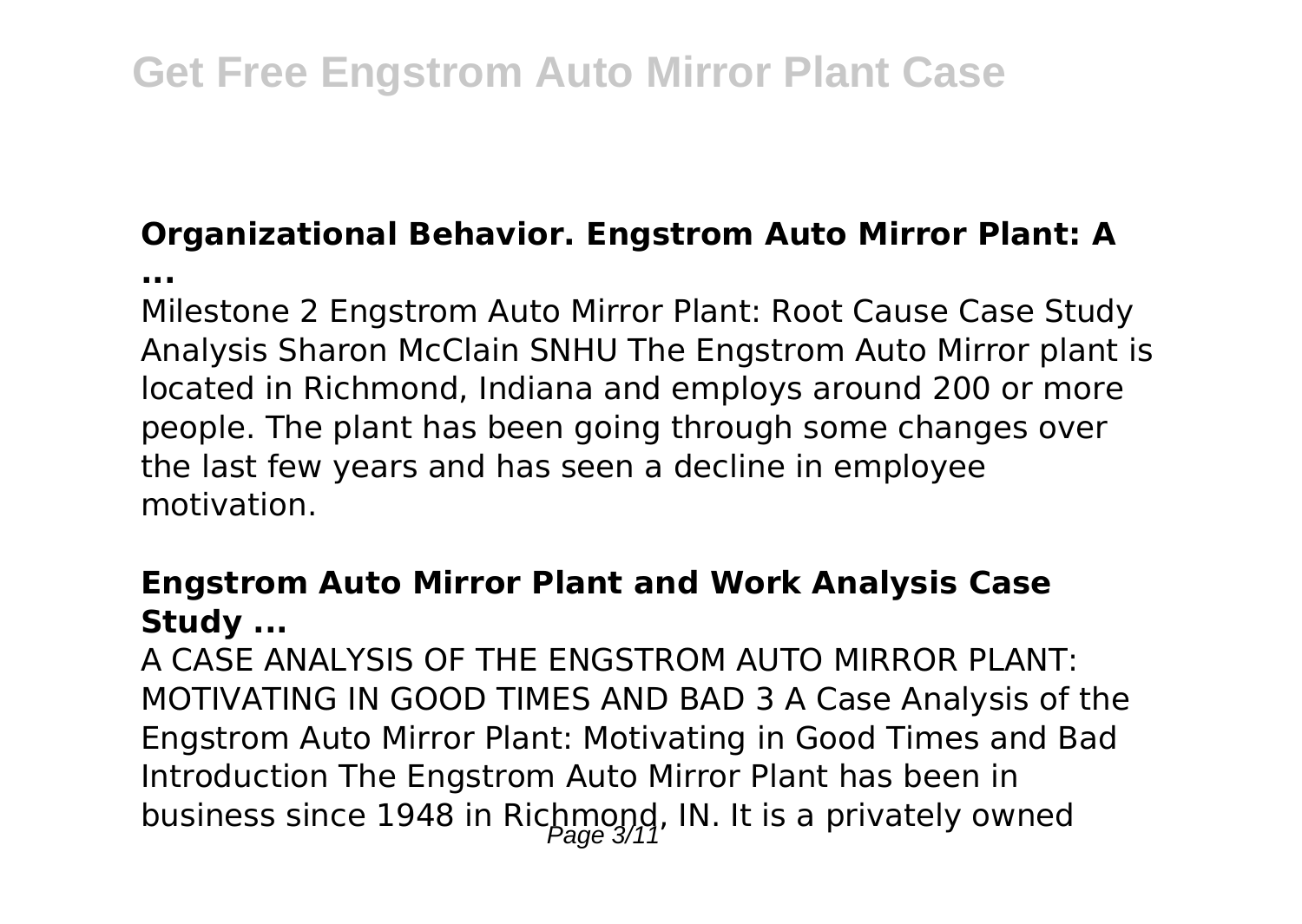## Organizational Behavior. Engstrom Auto Mirror Plant: A ...

Milestone 2 Engstrom Auto Mirror Plant: Root Cause Case Study Analysis Sharon McClain SNHU The Engstrom Auto Mirror plant is located in Richmond, Indiana and employs around 200 or more people. The plant has been going through some changes over the last few years and has seen a decline in employee motivation.

## Engstrom Auto Mirror Plant and Work Analysis Case Study ...

A CASE ANALYSIS OF THE ENGSTROM AUTO MIRROR PLANT: MOTIVATING IN GOOD TIMES AND BAD 3 A Case Analysis of the Engstrom Auto Mirror Plant: Motivating in Good Times and Bad Introduction The Engstrom Auto Mirror Plant has been in business since 1948 in Richmond, IN. It is a privately owned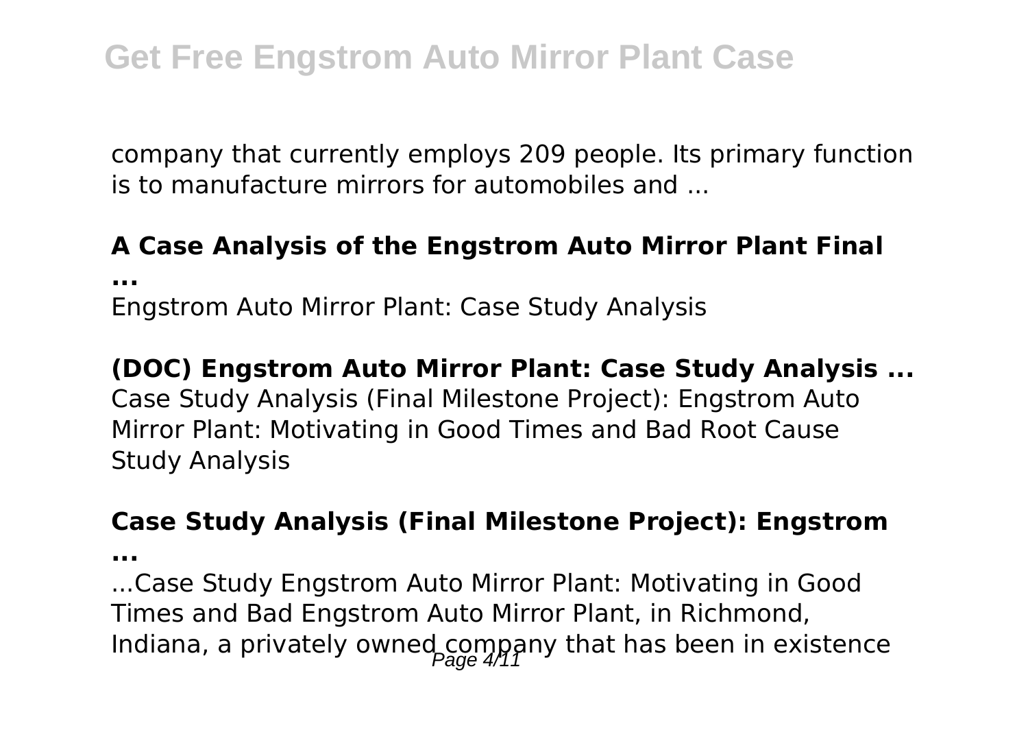company that currently employs 209 people. Its primary function is to manufacture mirrors for automobiles and ...

**A Case Analysis of the Engstrom Auto Mirror Plant Final ...**

Engstrom Auto Mirror Plant: Case Study Analysis

**(DOC) Engstrom Auto Mirror Plant: Case Study Analysis ...**

Case Study Analysis (Final Milestone Project): Engstrom Auto Mirror Plant: Motivating in Good Times and Bad Root Cause Study Analysis

**Case Study Analysis (Final Milestone Project): Engstrom ...**

...Case Study Engstrom Auto Mirror Plant: Motivating in Good Times and Bad Engstrom Auto Mirror Plant, in Richmond, Indiana, a privately owned company that has been in existence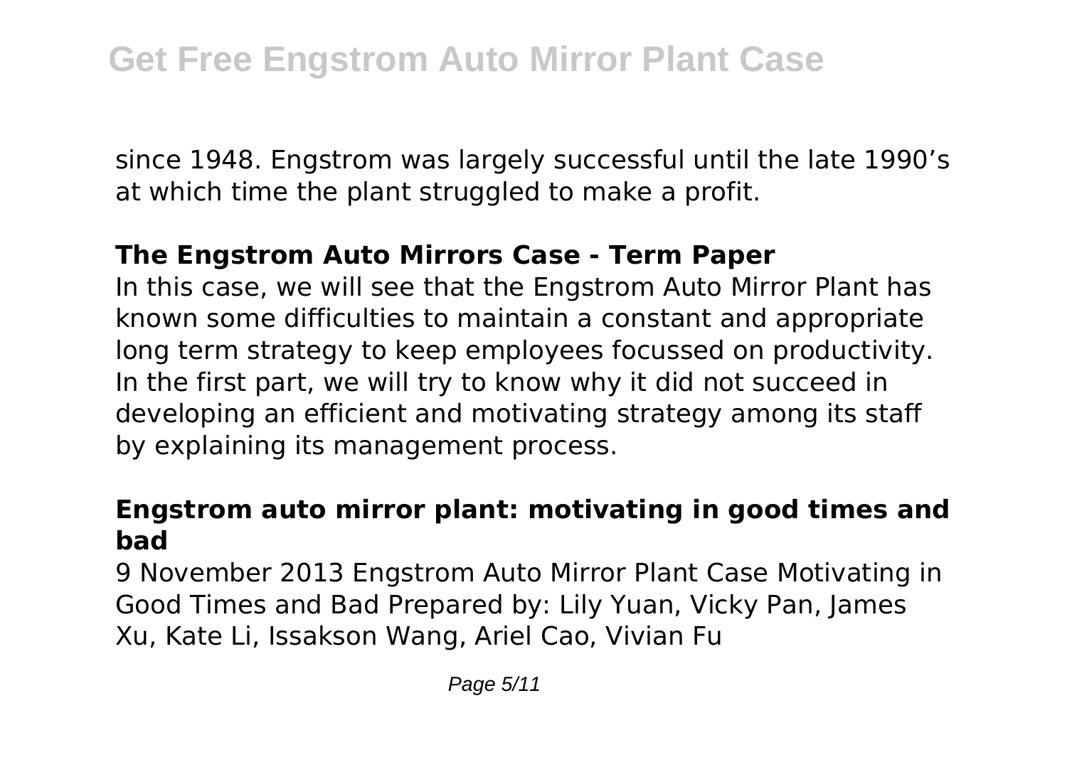since 1948. Engstrom was largely successful until the late 1990’s at which time the plant struggled to make a profit.

### The Engstrom Auto Mirrors Case - Term Paper

In this case, we will see that the Engstrom Auto Mirror Plant has known some difficulties to maintain a constant and appropriate long term strategy to keep employees focussed on productivity. In the first part, we will try to know why it did not succeed in developing an efficient and motivating strategy among its staff by explaining its management process.

### Engstrom auto mirror plant: motivating in good times and bad

9 November 2013 Engstrom Auto Mirror Plant Case Motivating in Good Times and Bad Prepared by: Lily Yuan, Vicky Pan, James Xu, Kate Li, Issakson Wang, Ariel Cao, Vivian Fu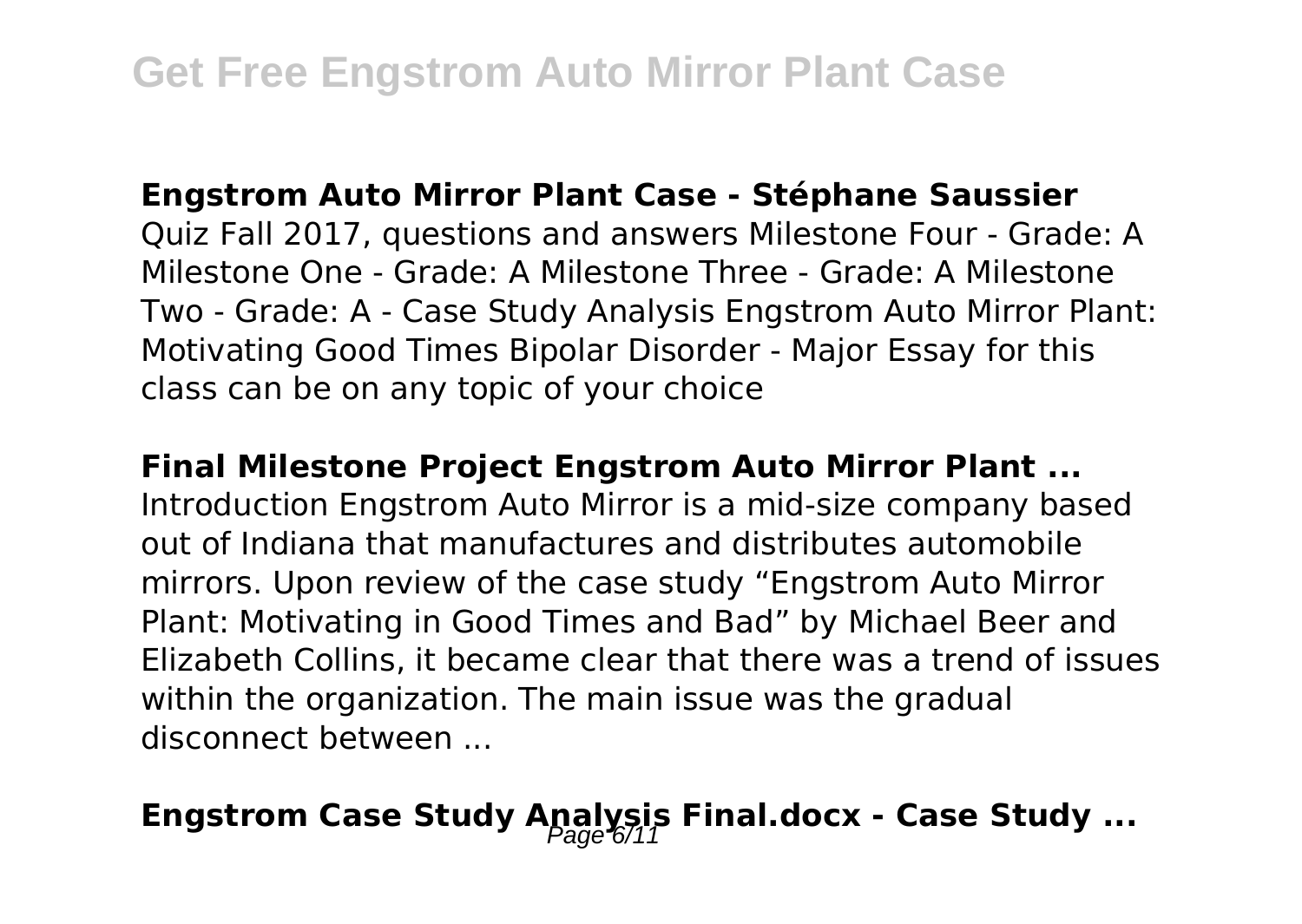**Engstrom Auto Mirror Plant Case - Stéphane Saussier**

Quiz Fall 2017, questions and answers Milestone Four - Grade: A Milestone One - Grade: A Milestone Three - Grade: A Milestone Two - Grade: A - Case Study Analysis Engstrom Auto Mirror Plant: Motivating Good Times Bipolar Disorder - Major Essay for this class can be on any topic of your choice

**Final Milestone Project Engstrom Auto Mirror Plant ...**

Introduction Engstrom Auto Mirror is a mid-size company based out of Indiana that manufactures and distributes automobile mirrors. Upon review of the case study "Engstrom Auto Mirror Plant: Motivating in Good Times and Bad" by Michael Beer and Elizabeth Collins, it became clear that there was a trend of issues within the organization. The main issue was the gradual disconnect between ...

**Engstrom Case Study Analysis Final.docx - Case Study ...**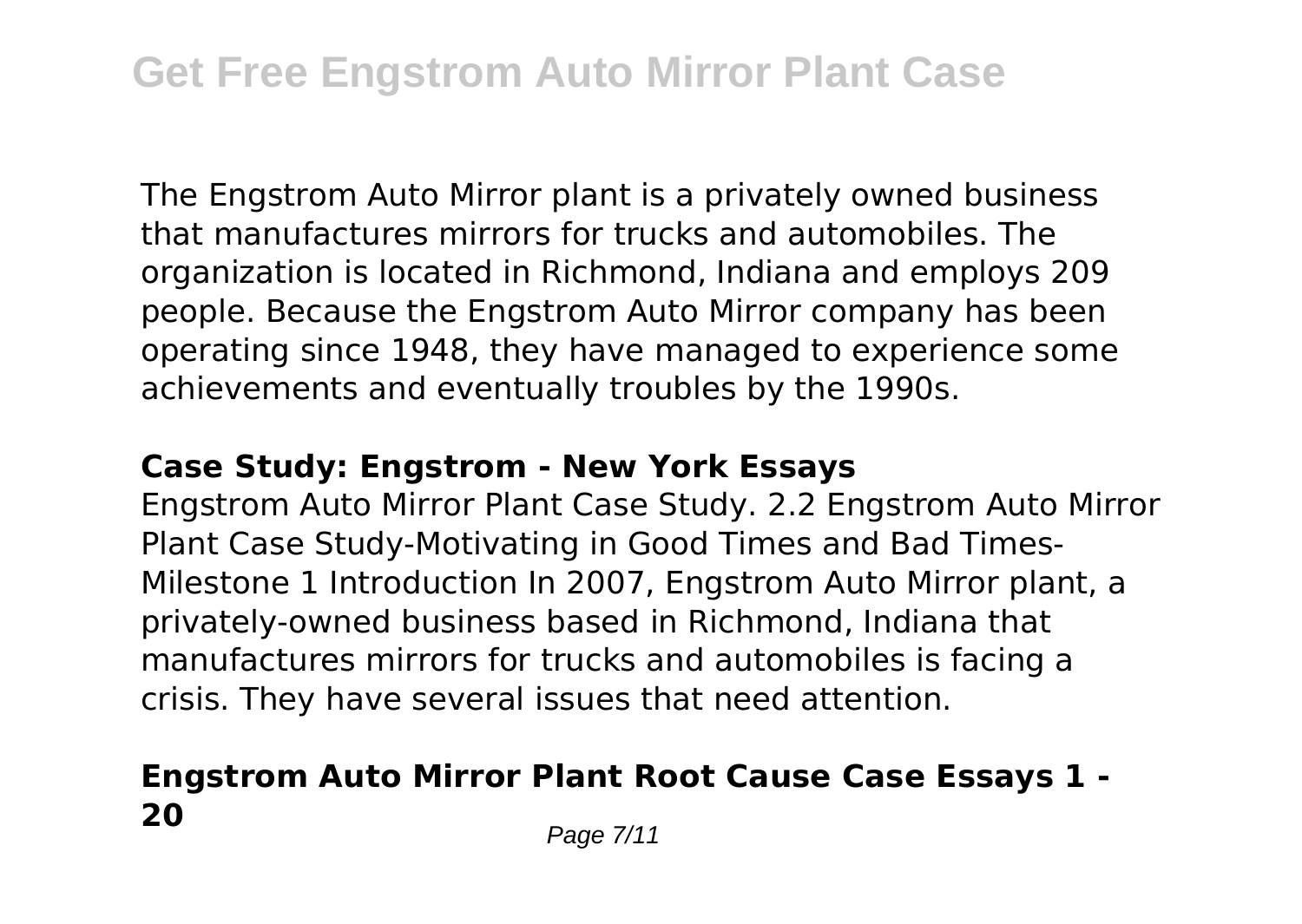The Engstrom Auto Mirror plant is a privately owned business that manufactures mirrors for trucks and automobiles. The organization is located in Richmond, Indiana and employs 209 people. Because the Engstrom Auto Mirror company has been operating since 1948, they have managed to experience some achievements and eventually troubles by the 1990s.

## Case Study: Engstrom - New York Essays

Engstrom Auto Mirror Plant Case Study. 2.2 Engstrom Auto Mirror Plant Case Study-Motivating in Good Times and Bad Times-Milestone 1 Introduction In 2007, Engstrom Auto Mirror plant, a privately-owned business based in Richmond, Indiana that manufactures mirrors for trucks and automobiles is facing a crisis. They have several issues that need attention.

## Engstrom Auto Mirror Plant Root Cause Case Essays 1 - 20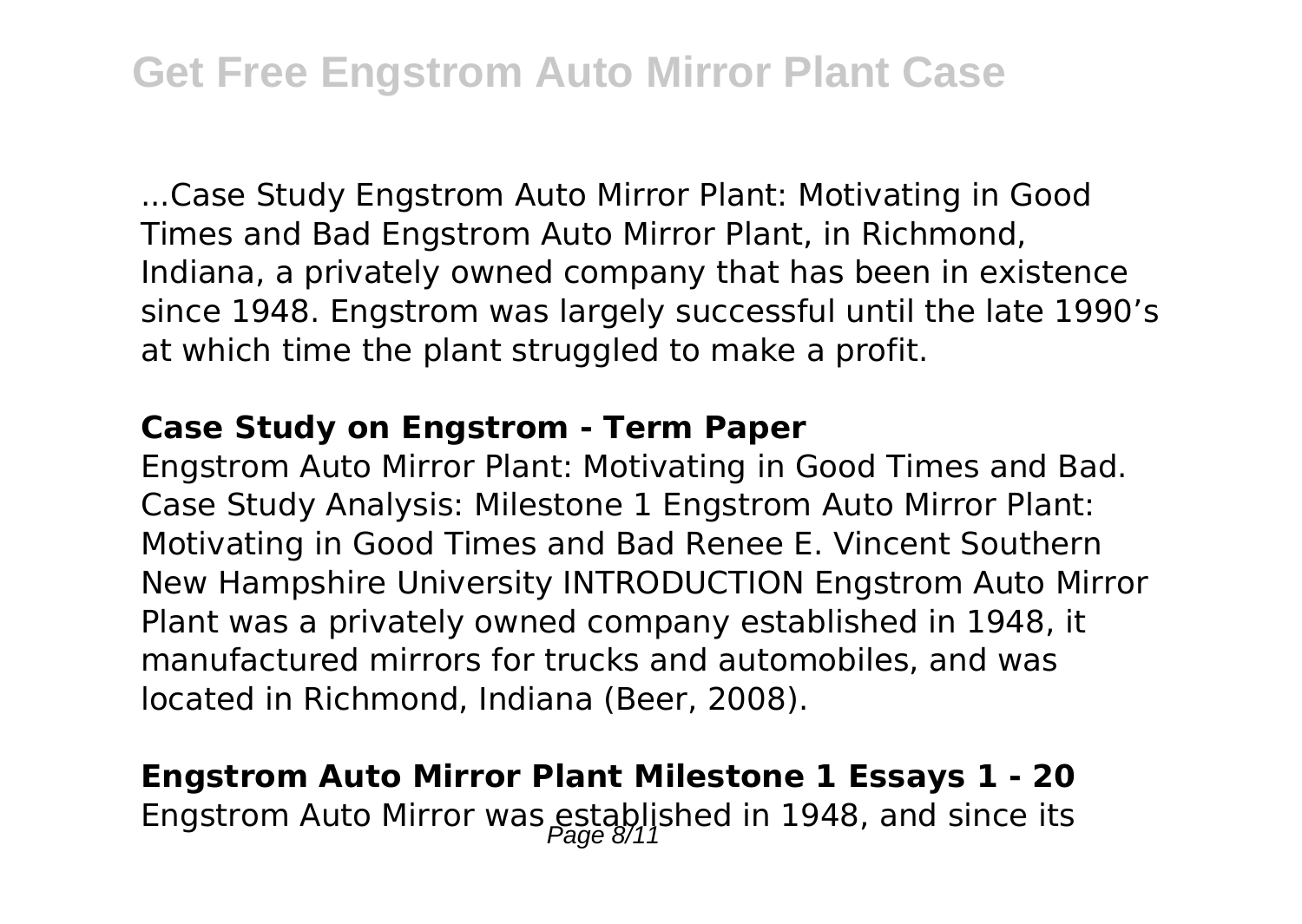...Case Study Engstrom Auto Mirror Plant: Motivating in Good Times and Bad Engstrom Auto Mirror Plant, in Richmond, Indiana, a privately owned company that has been in existence since 1948. Engstrom was largely successful until the late 1990's at which time the plant struggled to make a profit.

### **Case Study on Engstrom - Term Paper**

Engstrom Auto Mirror Plant: Motivating in Good Times and Bad. Case Study Analysis: Milestone 1 Engstrom Auto Mirror Plant: Motivating in Good Times and Bad Renee E. Vincent Southern New Hampshire University INTRODUCTION Engstrom Auto Mirror Plant was a privately owned company established in 1948, it manufactured mirrors for trucks and automobiles, and was located in Richmond, Indiana (Beer, 2008).

### **Engstrom Auto Mirror Plant Milestone 1 Essays 1 - 20**

Engstrom Auto Mirror was established in 1948, and since its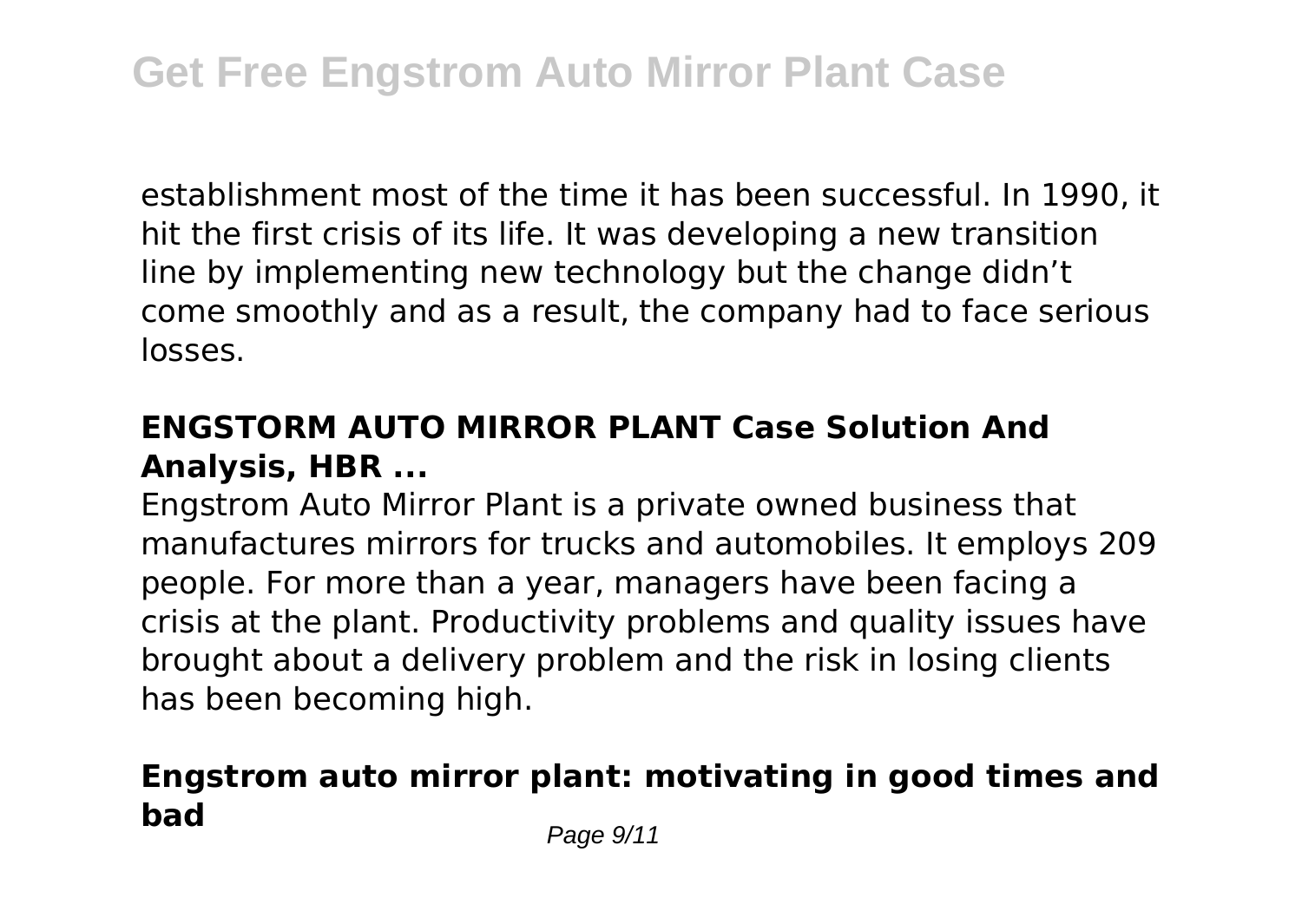establishment most of the time it has been successful. In 1990, it hit the first crisis of its life. It was developing a new transition line by implementing new technology but the change didn't come smoothly and as a result, the company had to face serious losses.

### ENGSTORM AUTO MIRROR PLANT Case Solution And Analysis, HBR ...

Engstrom Auto Mirror Plant is a private owned business that manufactures mirrors for trucks and automobiles. It employs 209 people. For more than a year, managers have been facing a crisis at the plant. Productivity problems and quality issues have brought about a delivery problem and the risk in losing clients has been becoming high.

### Engstrom auto mirror plant: motivating in good times and bad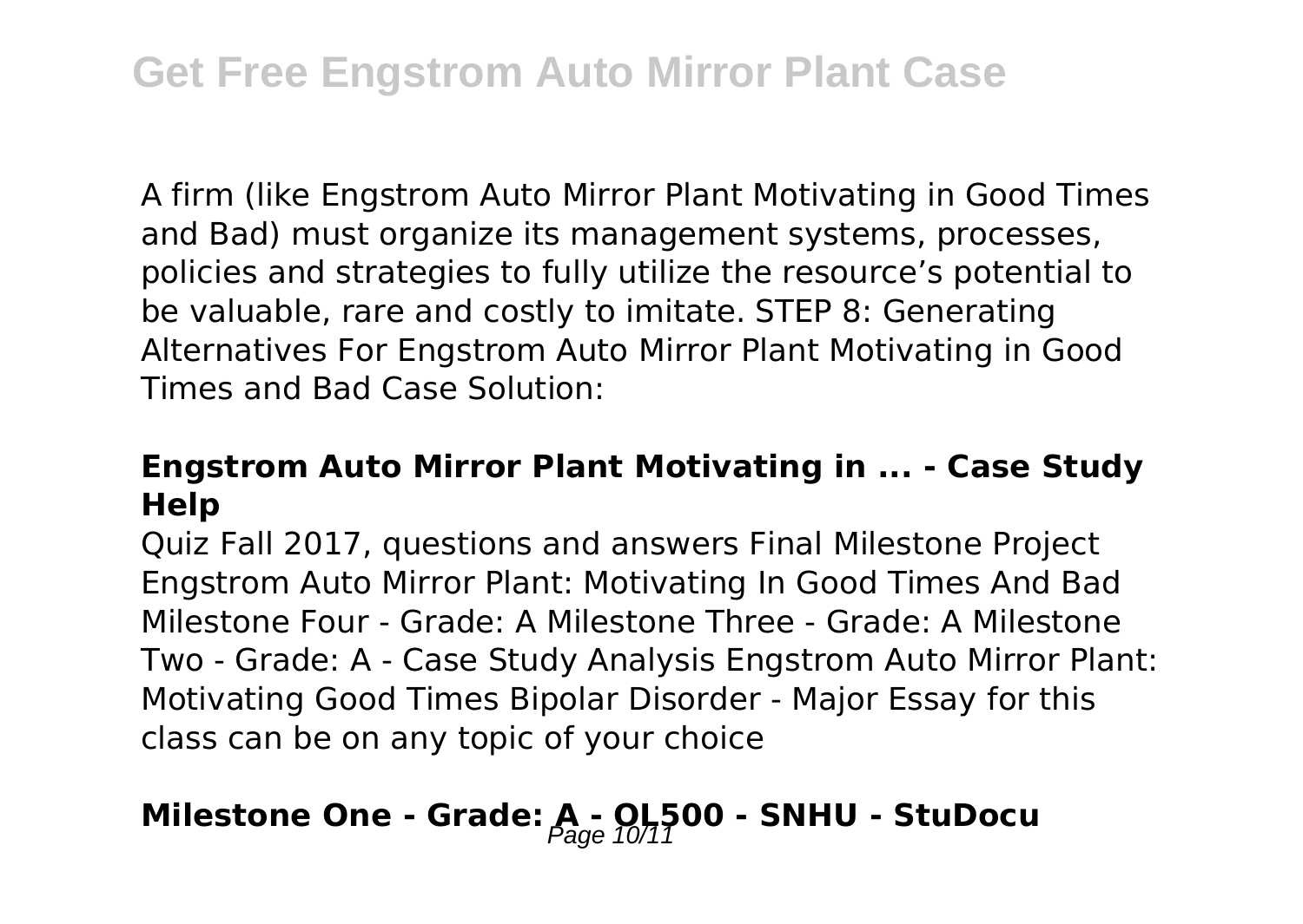A firm (like Engstrom Auto Mirror Plant Motivating in Good Times and Bad) must organize its management systems, processes, policies and strategies to fully utilize the resource's potential to be valuable, rare and costly to imitate. STEP 8: Generating Alternatives For Engstrom Auto Mirror Plant Motivating in Good Times and Bad Case Solution:

### Engstrom Auto Mirror Plant Motivating in ... - Case Study Help

Quiz Fall 2017, questions and answers Final Milestone Project Engstrom Auto Mirror Plant: Motivating In Good Times And Bad Milestone Four - Grade: A Milestone Three - Grade: A Milestone Two - Grade: A - Case Study Analysis Engstrom Auto Mirror Plant: Motivating Good Times Bipolar Disorder - Major Essay for this class can be on any topic of your choice

### Milestone One - Grade: A - OL500 - SNHU - StuDocu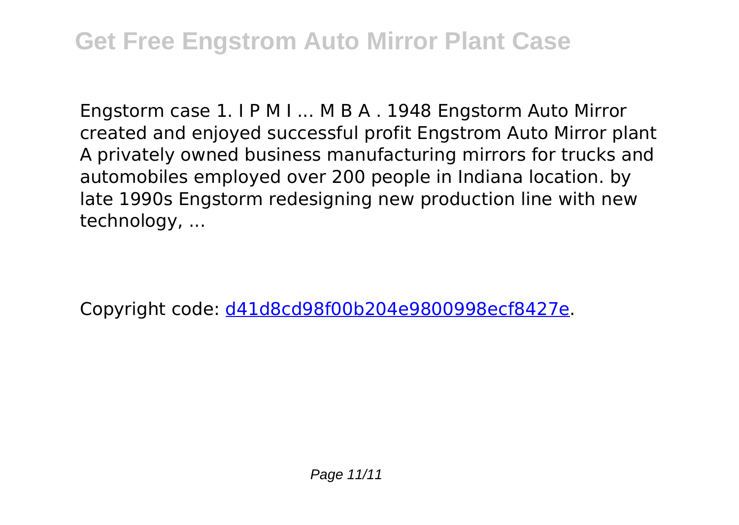Engstorm case 1. I P M I ... M B A . 1948 Engstorm Auto Mirror created and enjoyed successful profit Engstrom Auto Mirror plant A privately owned business manufacturing mirrors for trucks and automobiles employed over 200 people in Indiana location. by late 1990s Engstorm redesigning new production line with new technology, ...

Copyright code: d41d8cd98f00b204e9800998ecf8427e.